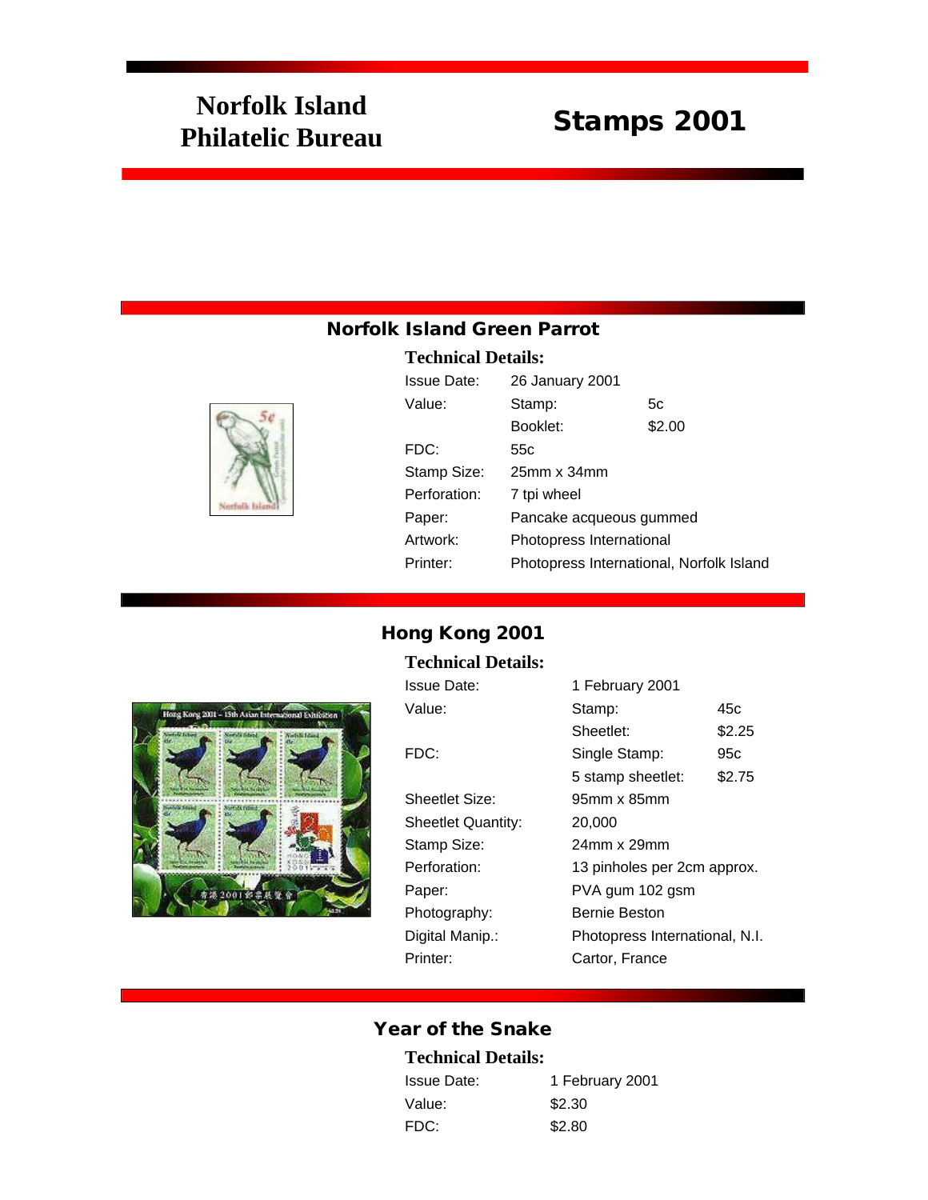# Norfolk Island Philatelic Bureau

# Stamps 2001

## Norfolk Island Green Parrot

**Technical Details:**

| | | |
|---|---|---|
| Issue Date: | 26 January 2001 | |
| Value: | Stamp: | 5c |
| | Booklet: | $2.00 |
| FDC: | 55c | |
| Stamp Size: | 25mm x 34mm | |
| Perforation: | 7 tpi wheel | |
| Paper: | Pancake acqueous gummed | |
| Artwork: | Photopress International | |
| Printer: | Photopress International, Norfolk Island | |

## Hong Kong 2001

**Technical Details:**

| | | |
|---|---|---|
| Issue Date: | 1 February 2001 | |
| Value: | Stamp: | 45c |
| | Sheetlet: | $2.25 |
| FDC: | Single Stamp: | 95c |
| | 5 stamp sheetlet: | $2.75 |
| Sheetlet Size: | 95mm x 85mm | |
| Sheetlet Quantity: | 20,000 | |
| Stamp Size: | 24mm x 29mm | |
| Perforation: | 13 pinholes per 2cm approx. | |
| Paper: | PVA gum 102 gsm | |
| Photography: | Bernie Beston | |
| Digital Manip.: | Photopress International, N.I. | |
| Printer: | Cartor, France | |

## Year of the Snake

**Technical Details:**

| | |
|---|---|
| Issue Date: | 1 February 2001 |
| Value: | $2.30 |
| FDC: | $2.80 |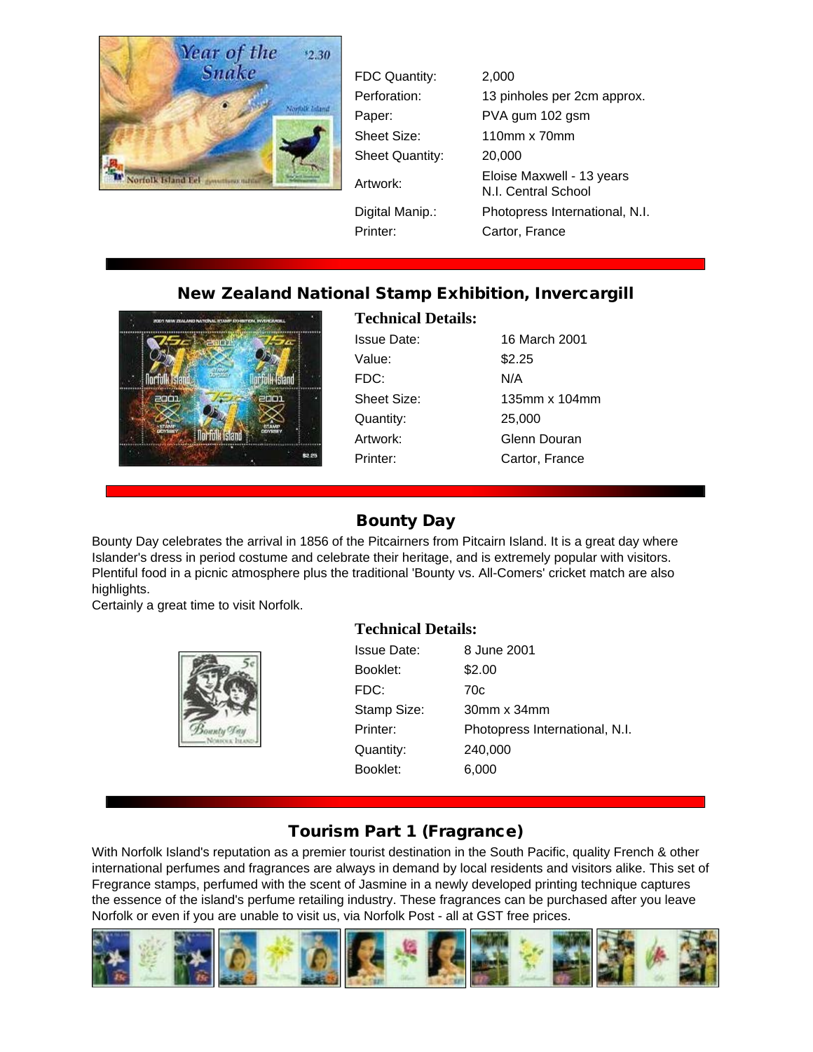| | |
|---|---|
| FDC Quantity: | 2,000 |
| Perforation: | 13 pinholes per 2cm approx. |
| Paper: | PVA gum 102 gsm |
| Sheet Size: | 110mm x 70mm |
| Sheet Quantity: | 20,000 |
| Artwork: | Eloise Maxwell - 13 years N.I. Central School |
| Digital Manip.: | Photopress International, N.I. |
| Printer: | Cartor, France |

## New Zealand National Stamp Exhibition, Invercargill

### Technical Details:

| | |
|---|---|
| Issue Date: | 16 March 2001 |
| Value: | $2.25 |
| FDC: | N/A |
| Sheet Size: | 135mm x 104mm |
| Quantity: | 25,000 |
| Artwork: | Glenn Douran |
| Printer: | Cartor, France |

## Bounty Day

Bounty Day celebrates the arrival in 1856 of the Pitcairners from Pitcairn Island. It is a great day where Islander's dress in period costume and celebrate their heritage, and is extremely popular with visitors. Plentiful food in a picnic atmosphere plus the traditional 'Bounty vs. All-Comers' cricket match are also highlights.
Certainly a great time to visit Norfolk.

### Technical Details:

| | |
|---|---|
| Issue Date: | 8 June 2001 |
| Booklet: | $2.00 |
| FDC: | 70c |
| Stamp Size: | 30mm x 34mm |
| Printer: | Photopress International, N.I. |
| Quantity: | 240,000 |
| Booklet: | 6,000 |

## Tourism Part 1 (Fragrance)

With Norfolk Island's reputation as a premier tourist destination in the South Pacific, quality French & other international perfumes and fragrances are always in demand by local residents and visitors alike. This set of Fregrance stamps, perfumed with the scent of Jasmine in a newly developed printing technique captures the essence of the island's perfume retailing industry. These fragrances can be purchased after you leave Norfolk or even if you are unable to visit us, via Norfolk Post - all at GST free prices.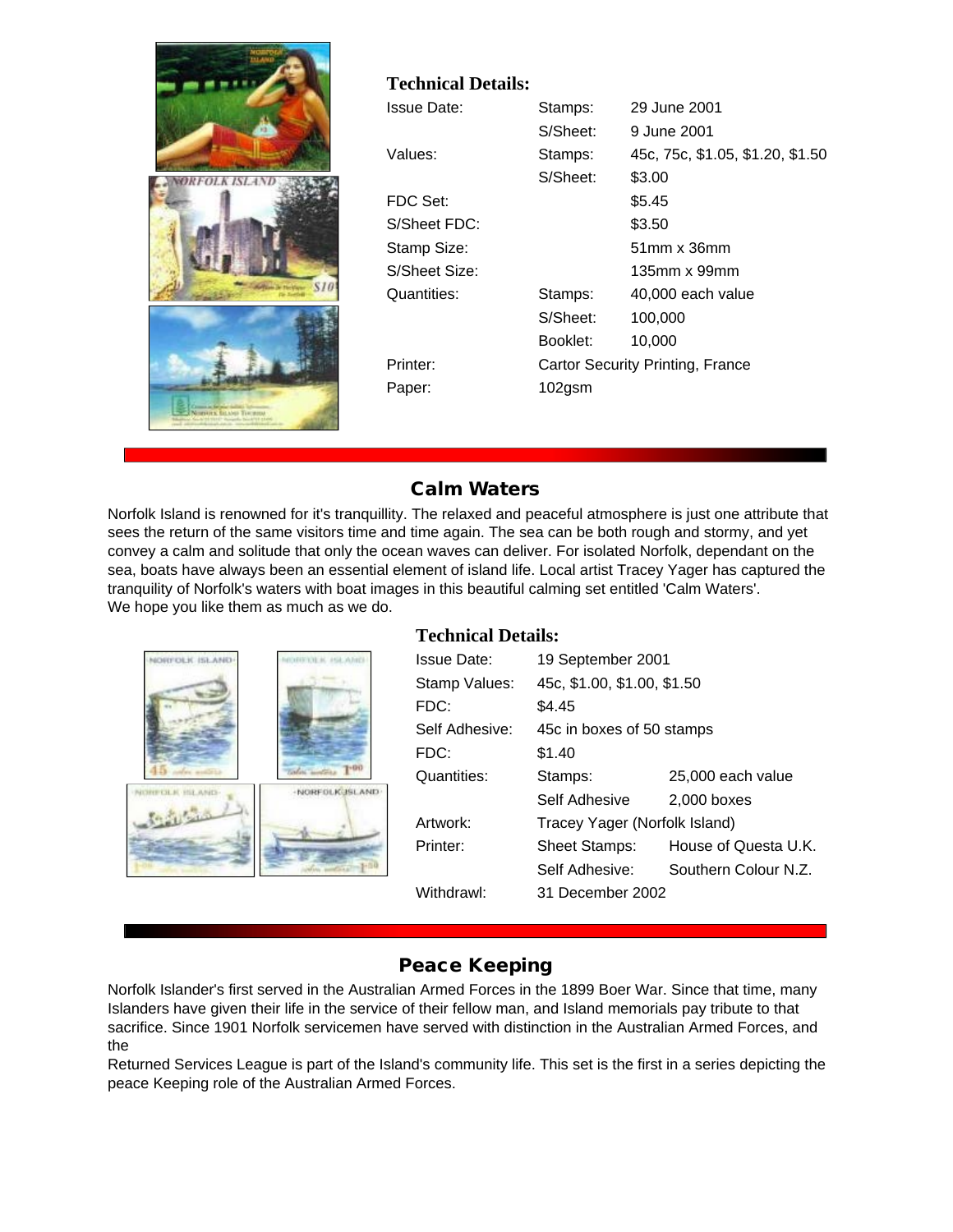### Technical Details:

| | | |
|---|---|---|
| Issue Date: | Stamps: | 29 June 2001 |
| | S/Sheet: | 9 June 2001 |
| Values: | Stamps: | 45c, 75c, $1.05, $1.20, $1.50 |
| | S/Sheet: | $3.00 |
| FDC Set: | | $5.45 |
| S/Sheet FDC: | | $3.50 |
| Stamp Size: | | 51mm x 36mm |
| S/Sheet Size: | | 135mm x 99mm |
| Quantities: | Stamps: | 40,000 each value |
| | S/Sheet: | 100,000 |
| | Booklet: | 10,000 |
| Printer: | Cartor Security Printing, France | |
| Paper: | 102gsm | |

## Calm Waters

Norfolk Island is renowned for it's tranquillity. The relaxed and peaceful atmosphere is just one attribute that sees the return of the same visitors time and time again. The sea can be both rough and stormy, and yet convey a calm and solitude that only the ocean waves can deliver. For isolated Norfolk, dependant on the sea, boats have always been an essential element of island life. Local artist Tracey Yager has captured the tranquility of Norfolk's waters with boat images in this beautiful calming set entitled 'Calm Waters'.
We hope you like them as much as we do.

### Technical Details:

| | | |
|---|---|---|
| Issue Date: | 19 September 2001 | |
| Stamp Values: | 45c, $1.00, $1.00, $1.50 | |
| FDC: | $4.45 | |
| Self Adhesive: | 45c in boxes of 50 stamps | |
| FDC: | $1.40 | |
| Quantities: | Stamps: | 25,000 each value |
| | Self Adhesive | 2,000 boxes |
| Artwork: | Tracey Yager (Norfolk Island) | |
| Printer: | Sheet Stamps: | House of Questa U.K. |
| | Self Adhesive: | Southern Colour N.Z. |
| Withdrawl: | 31 December 2002 | |

## Peace Keeping

Norfolk Islander's first served in the Australian Armed Forces in the 1899 Boer War. Since that time, many Islanders have given their life in the service of their fellow man, and Island memorials pay tribute to that sacrifice. Since 1901 Norfolk servicemen have served with distinction in the Australian Armed Forces, and the
Returned Services League is part of the Island's community life. This set is the first in a series depicting the peace Keeping role of the Australian Armed Forces.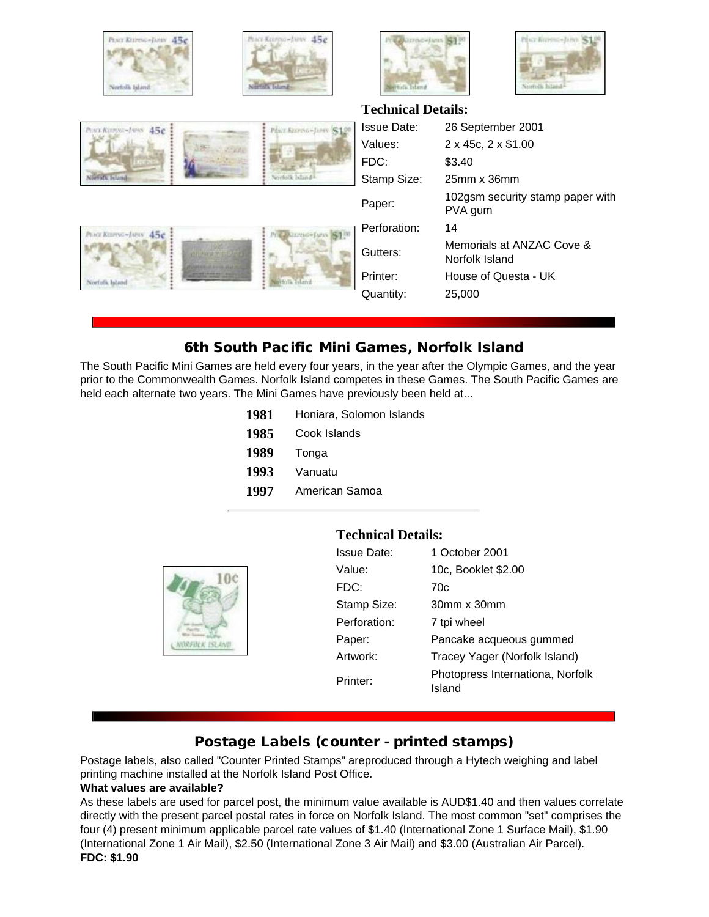**Technical Details:**

| | |
|---|---|
| Issue Date: | 26 September 2001 |
| Values: | 2 x 45c, 2 x $1.00 |
| FDC: | $3.40 |
| Stamp Size: | 25mm x 36mm |
| Paper: | 102gsm security stamp paper with PVA gum |
| Perforation: | 14 |
| Gutters: | Memorials at ANZAC Cove & Norfolk Island |
| Printer: | House of Questa - UK |
| Quantity: | 25,000 |

## 6th South Pacific Mini Games, Norfolk Island

The South Pacific Mini Games are held every four years, in the year after the Olympic Games, and the year prior to the Commonwealth Games. Norfolk Island competes in these Games. The South Pacific Games are held each alternate two years. The Mini Games have previously been held at...

| | |
|---|---|
| **1981** | Honiara, Solomon Islands |
| **1985** | Cook Islands |
| **1989** | Tonga |
| **1993** | Vanuatu |
| **1997** | American Samoa |

**Technical Details:**

| | |
|---|---|
| Issue Date: | 1 October 2001 |
| Value: | 10c, Booklet $2.00 |
| FDC: | 70c |
| Stamp Size: | 30mm x 30mm |
| Perforation: | 7 tpi wheel |
| Paper: | Pancake acqueous gummed |
| Artwork: | Tracey Yager (Norfolk Island) |
| Printer: | Photopress Internationa, Norfolk Island |

## Postage Labels (counter - printed stamps)

Postage labels, also called "Counter Printed Stamps" areproduced through a Hytech weighing and label printing machine installed at the Norfolk Island Post Office.

**What values are available?**

As these labels are used for parcel post, the minimum value available is AUD$1.40 and then values correlate directly with the present parcel postal rates in force on Norfolk Island. The most common "set" comprises the four (4) present minimum applicable parcel rate values of $1.40 (International Zone 1 Surface Mail), $1.90 (International Zone 1 Air Mail), $2.50 (International Zone 3 Air Mail) and $3.00 (Australian Air Parcel).

**FDC: $1.90**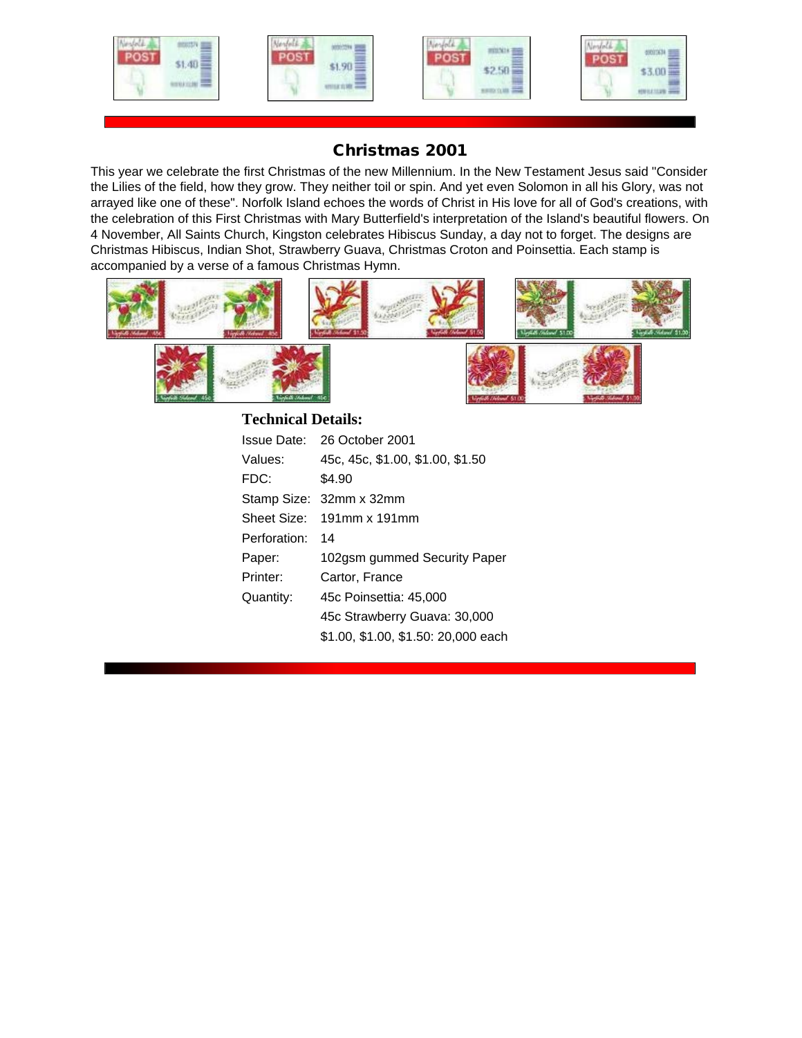## Christmas 2001

This year we celebrate the first Christmas of the new Millennium. In the New Testament Jesus said "Consider the Lilies of the field, how they grow. They neither toil or spin. And yet even Solomon in all his Glory, was not arrayed like one of these". Norfolk Island echoes the words of Christ in His love for all of God's creations, with the celebration of this First Christmas with Mary Butterfield's interpretation of the Island's beautiful flowers. On 4 November, All Saints Church, Kingston celebrates Hibiscus Sunday, a day not to forget. The designs are Christmas Hibiscus, Indian Shot, Strawberry Guava, Christmas Croton and Poinsettia. Each stamp is accompanied by a verse of a famous Christmas Hymn.

### Technical Details:

| | |
|---|---|
| Issue Date: | 26 October 2001 |
| Values: | 45c, 45c, $1.00, $1.00, $1.50 |
| FDC: | $4.90 |
| Stamp Size: | 32mm x 32mm |
| Sheet Size: | 191mm x 191mm |
| Perforation: | 14 |
| Paper: | 102gsm gummed Security Paper |
| Printer: | Cartor, France |
| Quantity: | 45c Poinsettia: 45,000 |
| | 45c Strawberry Guava: 30,000 |
| | $1.00, $1.00, $1.50: 20,000 each |